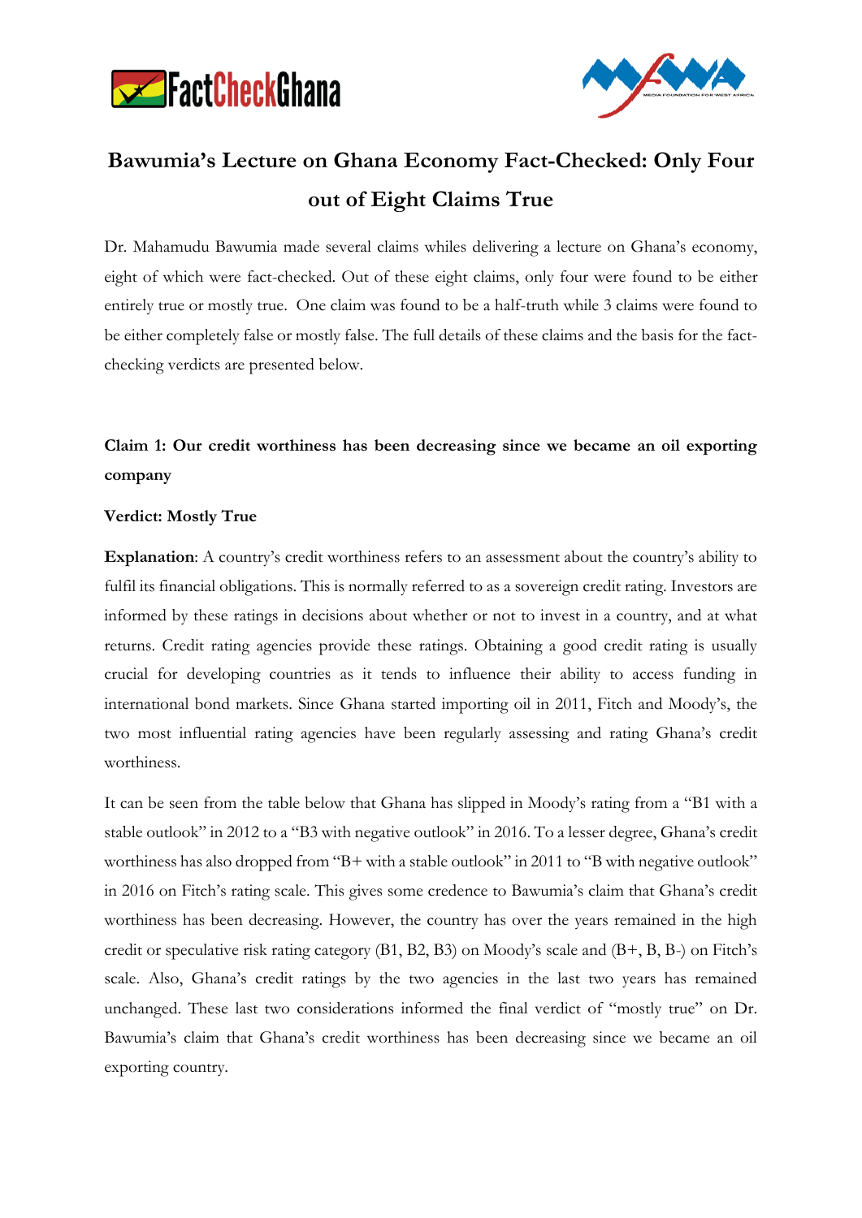# Bawumia's Lecture on Ghana Economy Fact-Checked: Only Four out of Eight Claims True

Dr. Mahamudu Bawumia made several claims whiles delivering a lecture on Ghana's economy, eight of which were fact-checked. Out of these eight claims, only four were found to be either entirely true or mostly true. One claim was found to be a half-truth while 3 claims were found to be either completely false or mostly false. The full details of these claims and the basis for the fact-checking verdicts are presented below.

## Claim 1: Our credit worthiness has been decreasing since we became an oil exporting company

**Verdict: Mostly True**

**Explanation**: A country's credit worthiness refers to an assessment about the country's ability to fulfil its financial obligations. This is normally referred to as a sovereign credit rating. Investors are informed by these ratings in decisions about whether or not to invest in a country, and at what returns. Credit rating agencies provide these ratings. Obtaining a good credit rating is usually crucial for developing countries as it tends to influence their ability to access funding in international bond markets. Since Ghana started importing oil in 2011, Fitch and Moody's, the two most influential rating agencies have been regularly assessing and rating Ghana's credit worthiness.

It can be seen from the table below that Ghana has slipped in Moody's rating from a "B1 with a stable outlook" in 2012 to a "B3 with negative outlook" in 2016. To a lesser degree, Ghana's credit worthiness has also dropped from "B+ with a stable outlook" in 2011 to "B with negative outlook" in 2016 on Fitch's rating scale. This gives some credence to Bawumia's claim that Ghana's credit worthiness has been decreasing. However, the country has over the years remained in the high credit or speculative risk rating category (B1, B2, B3) on Moody's scale and (B+, B, B-) on Fitch's scale. Also, Ghana's credit ratings by the two agencies in the last two years has remained unchanged. These last two considerations informed the final verdict of "mostly true" on Dr. Bawumia's claim that Ghana's credit worthiness has been decreasing since we became an oil exporting country.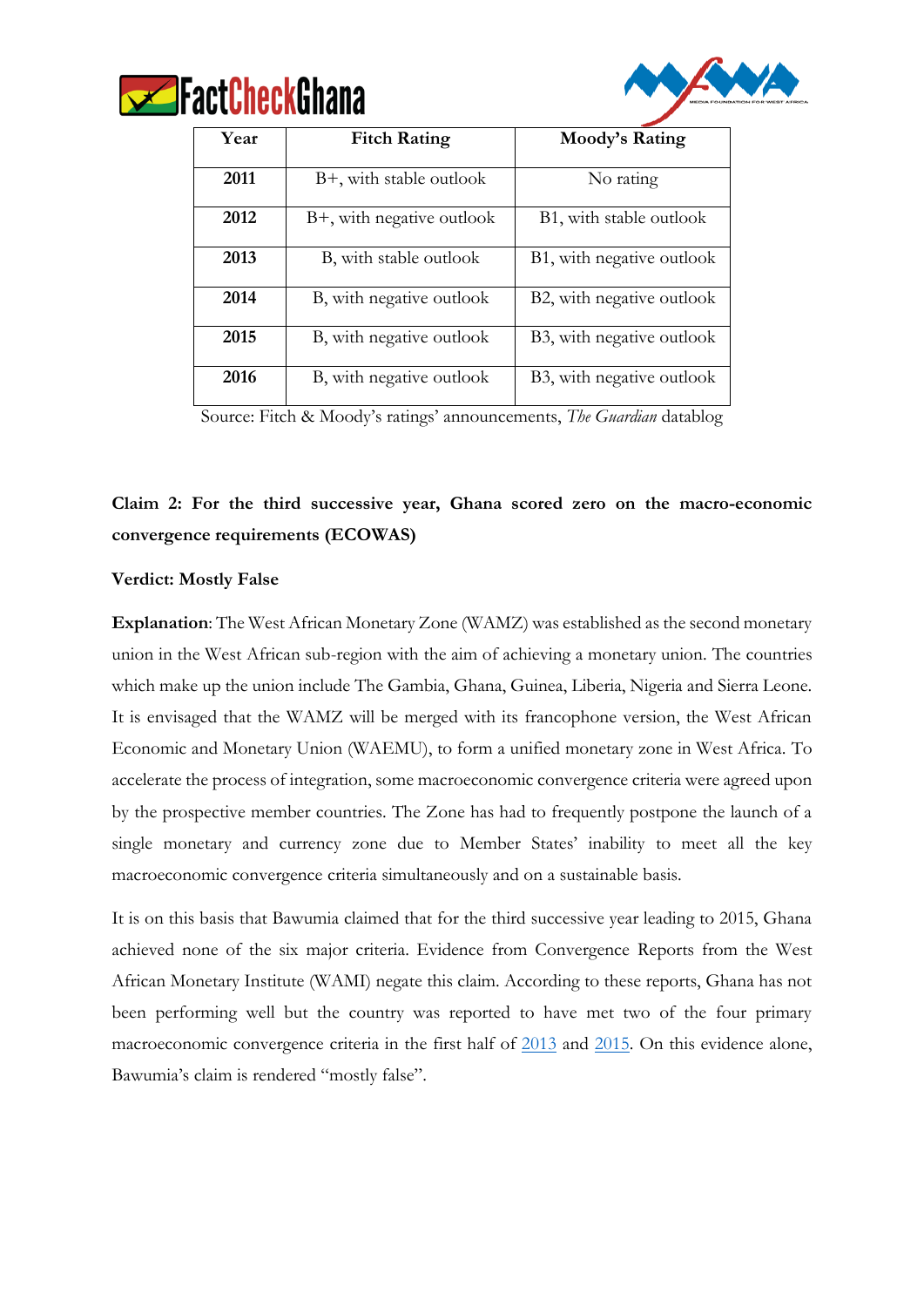| Year | Fitch Rating | Moody's Rating |
|---|---|---|
| 2011 | B+, with stable outlook | No rating |
| 2012 | B+, with negative outlook | B1, with stable outlook |
| 2013 | B, with stable outlook | B1, with negative outlook |
| 2014 | B, with negative outlook | B2, with negative outlook |
| 2015 | B, with negative outlook | B3, with negative outlook |
| 2016 | B, with negative outlook | B3, with negative outlook |

Source: Fitch & Moody's ratings' announcements, *The Guardian* datablog

**Claim 2: For the third successive year, Ghana scored zero on the macro-economic convergence requirements (ECOWAS)**

**Verdict: Mostly False**

**Explanation**: The West African Monetary Zone (WAMZ) was established as the second monetary union in the West African sub-region with the aim of achieving a monetary union. The countries which make up the union include The Gambia, Ghana, Guinea, Liberia, Nigeria and Sierra Leone. It is envisaged that the WAMZ will be merged with its francophone version, the West African Economic and Monetary Union (WAEMU), to form a unified monetary zone in West Africa. To accelerate the process of integration, some macroeconomic convergence criteria were agreed upon by the prospective member countries. The Zone has had to frequently postpone the launch of a single monetary and currency zone due to Member States' inability to meet all the key macroeconomic convergence criteria simultaneously and on a sustainable basis.

It is on this basis that Bawumia claimed that for the third successive year leading to 2015, Ghana achieved none of the six major criteria. Evidence from Convergence Reports from the West African Monetary Institute (WAMI) negate this claim. According to these reports, Ghana has not been performing well but the country was reported to have met two of the four primary macroeconomic convergence criteria in the first half of 2013 and 2015. On this evidence alone, Bawumia's claim is rendered "mostly false".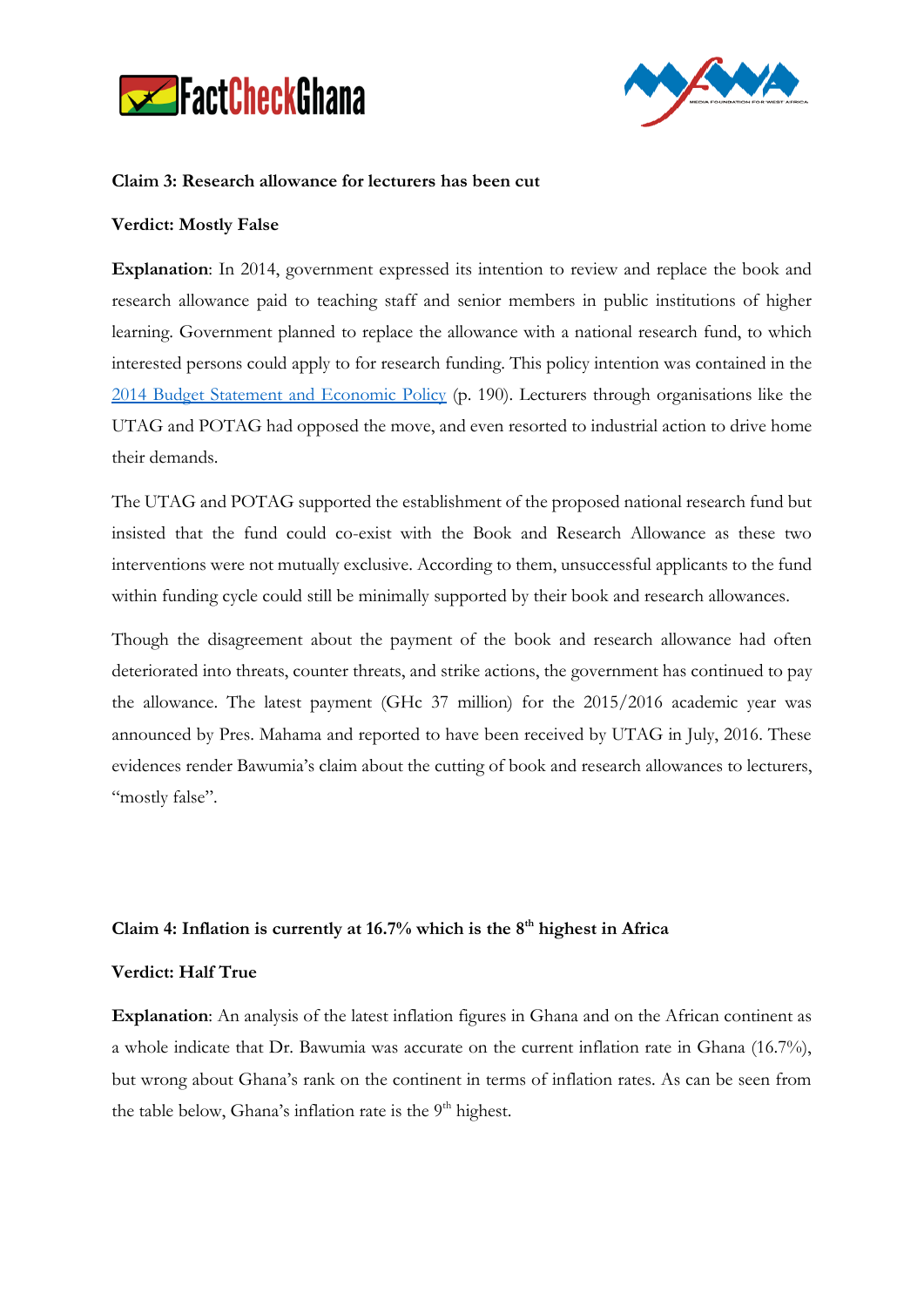**Claim 3: Research allowance for lecturers has been cut**

**Verdict: Mostly False**

**Explanation**: In 2014, government expressed its intention to review and replace the book and research allowance paid to teaching staff and senior members in public institutions of higher learning. Government planned to replace the allowance with a national research fund, to which interested persons could apply to for research funding. This policy intention was contained in the 2014 Budget Statement and Economic Policy (p. 190). Lecturers through organisations like the UTAG and POTAG had opposed the move, and even resorted to industrial action to drive home their demands.

The UTAG and POTAG supported the establishment of the proposed national research fund but insisted that the fund could co-exist with the Book and Research Allowance as these two interventions were not mutually exclusive. According to them, unsuccessful applicants to the fund within funding cycle could still be minimally supported by their book and research allowances.

Though the disagreement about the payment of the book and research allowance had often deteriorated into threats, counter threats, and strike actions, the government has continued to pay the allowance. The latest payment (GHc 37 million) for the 2015/2016 academic year was announced by Pres. Mahama and reported to have been received by UTAG in July, 2016. These evidences render Bawumia's claim about the cutting of book and research allowances to lecturers, "mostly false".

**Claim 4: Inflation is currently at 16.7% which is the 8th highest in Africa**

**Verdict: Half True**

**Explanation**: An analysis of the latest inflation figures in Ghana and on the African continent as a whole indicate that Dr. Bawumia was accurate on the current inflation rate in Ghana (16.7%), but wrong about Ghana's rank on the continent in terms of inflation rates. As can be seen from the table below, Ghana's inflation rate is the 9th highest.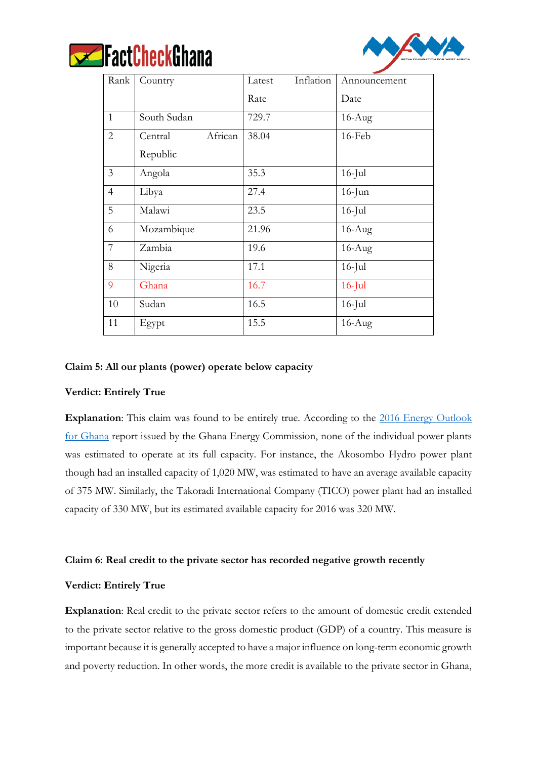| Rank | Country | Latest Inflation Rate | Announcement Date |
|---|---|---|---|
| 1 | South Sudan | 729.7 | 16-Aug |
| 2 | Central African Republic | 38.04 | 16-Feb |
| 3 | Angola | 35.3 | 16-Jul |
| 4 | Libya | 27.4 | 16-Jun |
| 5 | Malawi | 23.5 | 16-Jul |
| 6 | Mozambique | 21.96 | 16-Aug |
| 7 | Zambia | 19.6 | 16-Aug |
| 8 | Nigeria | 17.1 | 16-Jul |
| 9 | Ghana | 16.7 | 16-Jul |
| 10 | Sudan | 16.5 | 16-Jul |
| 11 | Egypt | 15.5 | 16-Aug |

**Claim 5: All our plants (power) operate below capacity**

**Verdict: Entirely True**

**Explanation**: This claim was found to be entirely true. According to the 2016 Energy Outlook for Ghana report issued by the Ghana Energy Commission, none of the individual power plants was estimated to operate at its full capacity. For instance, the Akosombo Hydro power plant though had an installed capacity of 1,020 MW, was estimated to have an average available capacity of 375 MW. Similarly, the Takoradi International Company (TICO) power plant had an installed capacity of 330 MW, but its estimated available capacity for 2016 was 320 MW.

**Claim 6: Real credit to the private sector has recorded negative growth recently**

**Verdict: Entirely True**

**Explanation**: Real credit to the private sector refers to the amount of domestic credit extended to the private sector relative to the gross domestic product (GDP) of a country. This measure is important because it is generally accepted to have a major influence on long-term economic growth and poverty reduction. In other words, the more credit is available to the private sector in Ghana,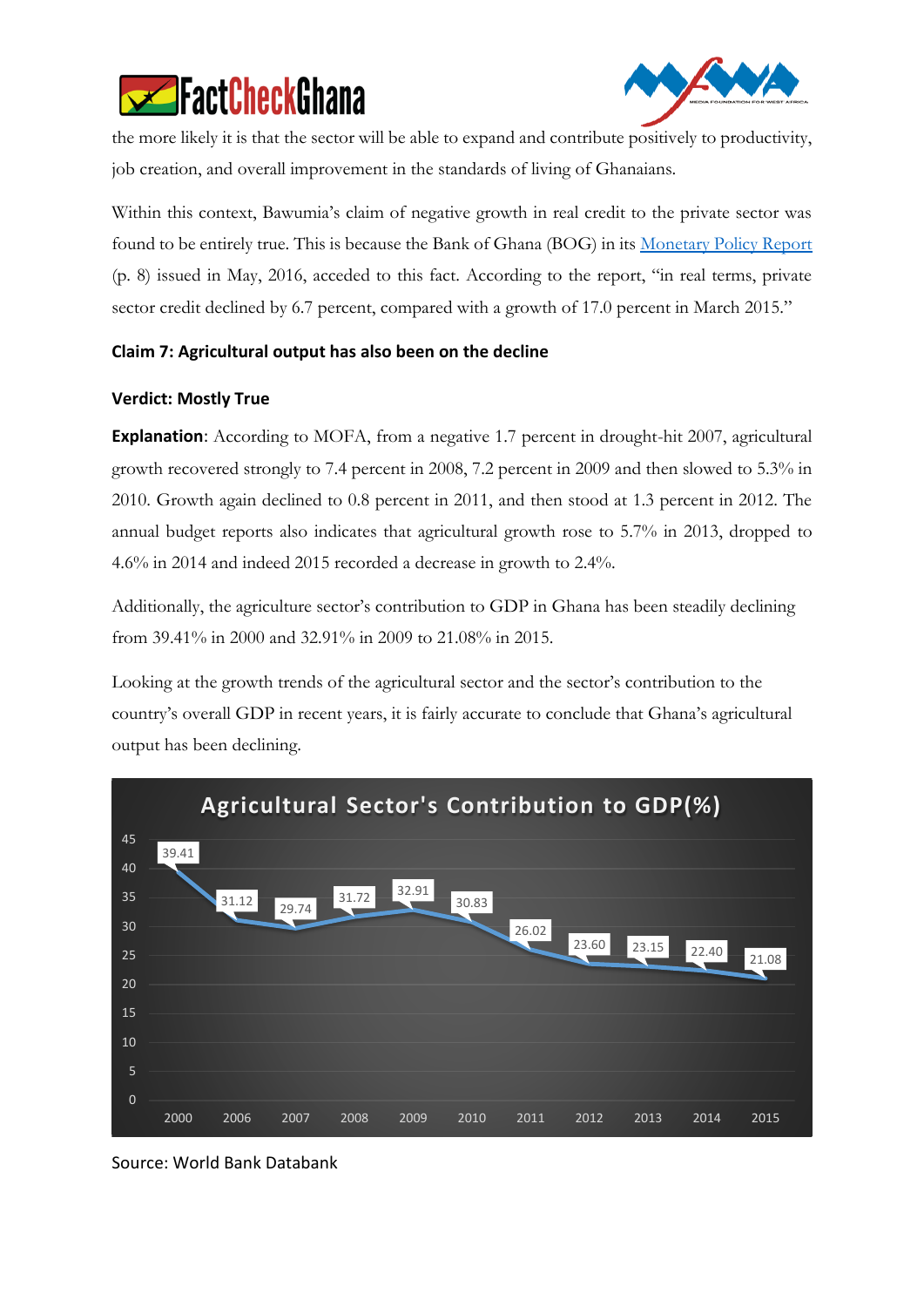the more likely it is that the sector will be able to expand and contribute positively to productivity, job creation, and overall improvement in the standards of living of Ghanaians.

Within this context, Bawumia's claim of negative growth in real credit to the private sector was found to be entirely true. This is because the Bank of Ghana (BOG) in its Monetary Policy Report (p. 8) issued in May, 2016, acceded to this fact. According to the report, "in real terms, private sector credit declined by 6.7 percent, compared with a growth of 17.0 percent in March 2015."

**Claim 7: Agricultural output has also been on the decline**

**Verdict: Mostly True**

**Explanation**: According to MOFA, from a negative 1.7 percent in drought-hit 2007, agricultural growth recovered strongly to 7.4 percent in 2008, 7.2 percent in 2009 and then slowed to 5.3% in 2010. Growth again declined to 0.8 percent in 2011, and then stood at 1.3 percent in 2012. The annual budget reports also indicates that agricultural growth rose to 5.7% in 2013, dropped to 4.6% in 2014 and indeed 2015 recorded a decrease in growth to 2.4%.

Additionally, the agriculture sector's contribution to GDP in Ghana has been steadily declining from 39.41% in 2000 and 32.91% in 2009 to 21.08% in 2015.

Looking at the growth trends of the agricultural sector and the sector's contribution to the country's overall GDP in recent years, it is fairly accurate to conclude that Ghana's agricultural output has been declining.

**Agricultural Sector's Contribution to GDP(%)**

| Year | 2000 | 2006 | 2007 | 2008 | 2009 | 2010 | 2011 | 2012 | 2013 | 2014 | 2015 |
|---|---|---|---|---|---|---|---|---|---|---|---|
| % of GDP | 39.41 | 31.12 | 29.74 | 31.72 | 32.91 | 30.83 | 26.02 | 23.60 | 23.15 | 22.40 | 21.08 |

Source: World Bank Databank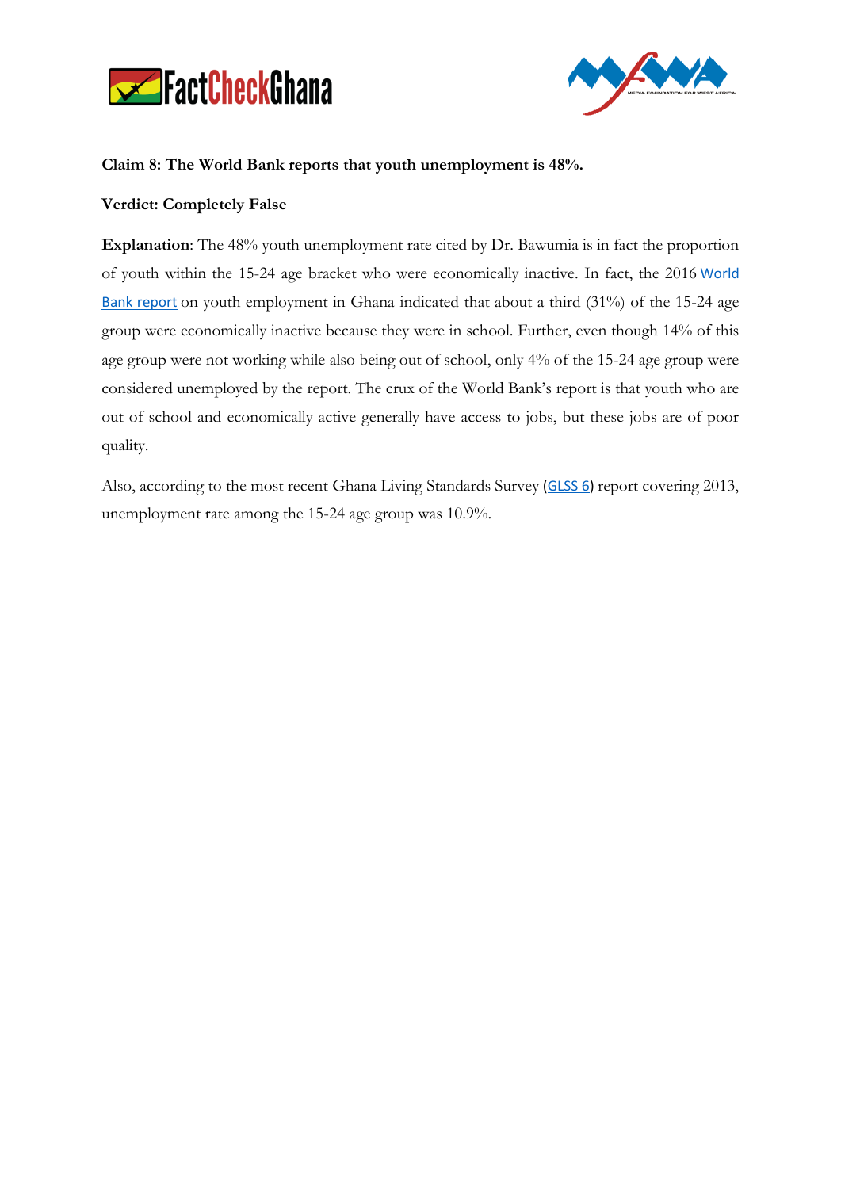**Claim 8: The World Bank reports that youth unemployment is 48%.**

**Verdict: Completely False**

**Explanation**: The 48% youth unemployment rate cited by Dr. Bawumia is in fact the proportion of youth within the 15-24 age bracket who were economically inactive. In fact, the 2016 World Bank report on youth employment in Ghana indicated that about a third (31%) of the 15-24 age group were economically inactive because they were in school. Further, even though 14% of this age group were not working while also being out of school, only 4% of the 15-24 age group were considered unemployed by the report. The crux of the World Bank's report is that youth who are out of school and economically active generally have access to jobs, but these jobs are of poor quality.

Also, according to the most recent Ghana Living Standards Survey (GLSS 6) report covering 2013, unemployment rate among the 15-24 age group was 10.9%.